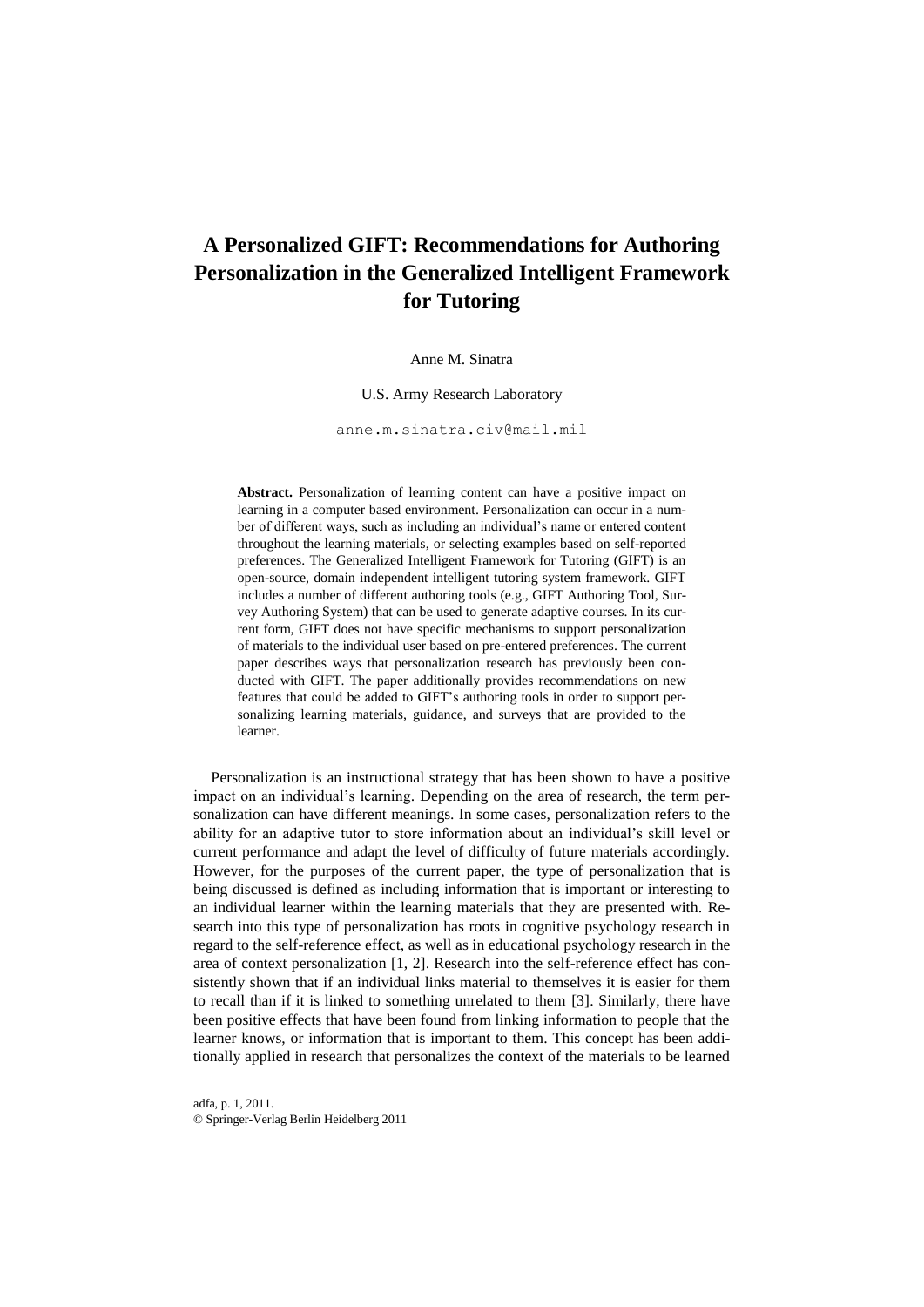# A Personalized GIFT: Recommendations for Authoring Personalization in the Generalized Intelligent Framework for Tutoring

Anne M. Sinatra

U.S. Army Research Laboratory

anne.m.sinatra.civ@mail.mil

**Abstract.** Personalization of learning content can have a positive impact on learning in a computer based environment. Personalization can occur in a number of different ways, such as including an individual's name or entered content throughout the learning materials, or selecting examples based on self-reported preferences. The Generalized Intelligent Framework for Tutoring (GIFT) is an open-source, domain independent intelligent tutoring system framework. GIFT includes a number of different authoring tools (e.g., GIFT Authoring Tool, Survey Authoring System) that can be used to generate adaptive courses. In its current form, GIFT does not have specific mechanisms to support personalization of materials to the individual user based on pre-entered preferences. The current paper describes ways that personalization research has previously been conducted with GIFT. The paper additionally provides recommendations on new features that could be added to GIFT's authoring tools in order to support personalizing learning materials, guidance, and surveys that are provided to the learner.

Personalization is an instructional strategy that has been shown to have a positive impact on an individual's learning. Depending on the area of research, the term personalization can have different meanings. In some cases, personalization refers to the ability for an adaptive tutor to store information about an individual's skill level or current performance and adapt the level of difficulty of future materials accordingly. However, for the purposes of the current paper, the type of personalization that is being discussed is defined as including information that is important or interesting to an individual learner within the learning materials that they are presented with. Research into this type of personalization has roots in cognitive psychology research in regard to the self-reference effect, as well as in educational psychology research in the area of context personalization [1, 2]. Research into the self-reference effect has consistently shown that if an individual links material to themselves it is easier for them to recall than if it is linked to something unrelated to them [3]. Similarly, there have been positive effects that have been found from linking information to people that the learner knows, or information that is important to them. This concept has been additionally applied in research that personalizes the context of the materials to be learned

adfa, p. 1, 2011.
© Springer-Verlag Berlin Heidelberg 2011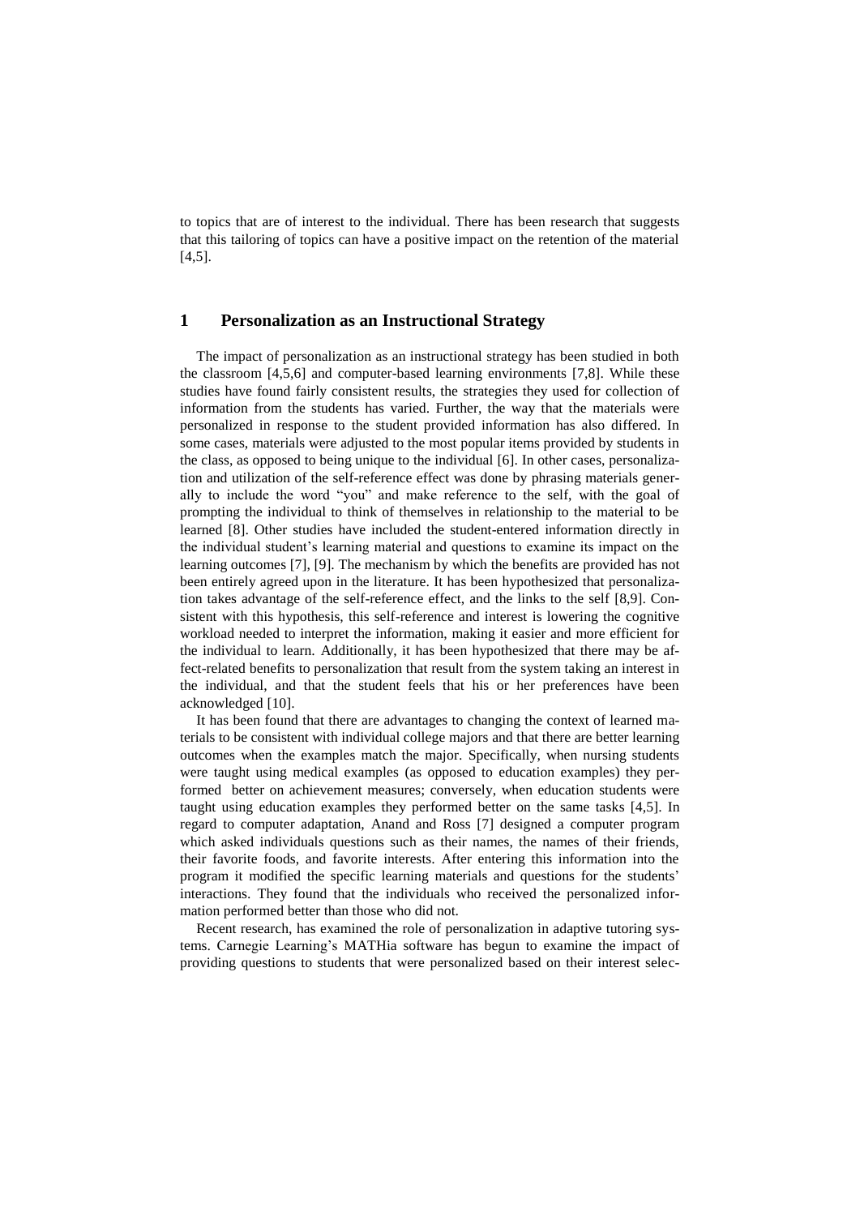to topics that are of interest to the individual. There has been research that suggests that this tailoring of topics can have a positive impact on the retention of the material [4,5].

## 1 Personalization as an Instructional Strategy

The impact of personalization as an instructional strategy has been studied in both the classroom [4,5,6] and computer-based learning environments [7,8]. While these studies have found fairly consistent results, the strategies they used for collection of information from the students has varied. Further, the way that the materials were personalized in response to the student provided information has also differed. In some cases, materials were adjusted to the most popular items provided by students in the class, as opposed to being unique to the individual [6]. In other cases, personalization and utilization of the self-reference effect was done by phrasing materials generally to include the word "you" and make reference to the self, with the goal of prompting the individual to think of themselves in relationship to the material to be learned [8]. Other studies have included the student-entered information directly in the individual student's learning material and questions to examine its impact on the learning outcomes [7], [9]. The mechanism by which the benefits are provided has not been entirely agreed upon in the literature. It has been hypothesized that personalization takes advantage of the self-reference effect, and the links to the self [8,9]. Consistent with this hypothesis, this self-reference and interest is lowering the cognitive workload needed to interpret the information, making it easier and more efficient for the individual to learn. Additionally, it has been hypothesized that there may be affect-related benefits to personalization that result from the system taking an interest in the individual, and that the student feels that his or her preferences have been acknowledged [10].

It has been found that there are advantages to changing the context of learned materials to be consistent with individual college majors and that there are better learning outcomes when the examples match the major. Specifically, when nursing students were taught using medical examples (as opposed to education examples) they performed better on achievement measures; conversely, when education students were taught using education examples they performed better on the same tasks [4,5]. In regard to computer adaptation, Anand and Ross [7] designed a computer program which asked individuals questions such as their names, the names of their friends, their favorite foods, and favorite interests. After entering this information into the program it modified the specific learning materials and questions for the students' interactions. They found that the individuals who received the personalized information performed better than those who did not.

Recent research, has examined the role of personalization in adaptive tutoring systems. Carnegie Learning's MATHia software has begun to examine the impact of providing questions to students that were personalized based on their interest selec-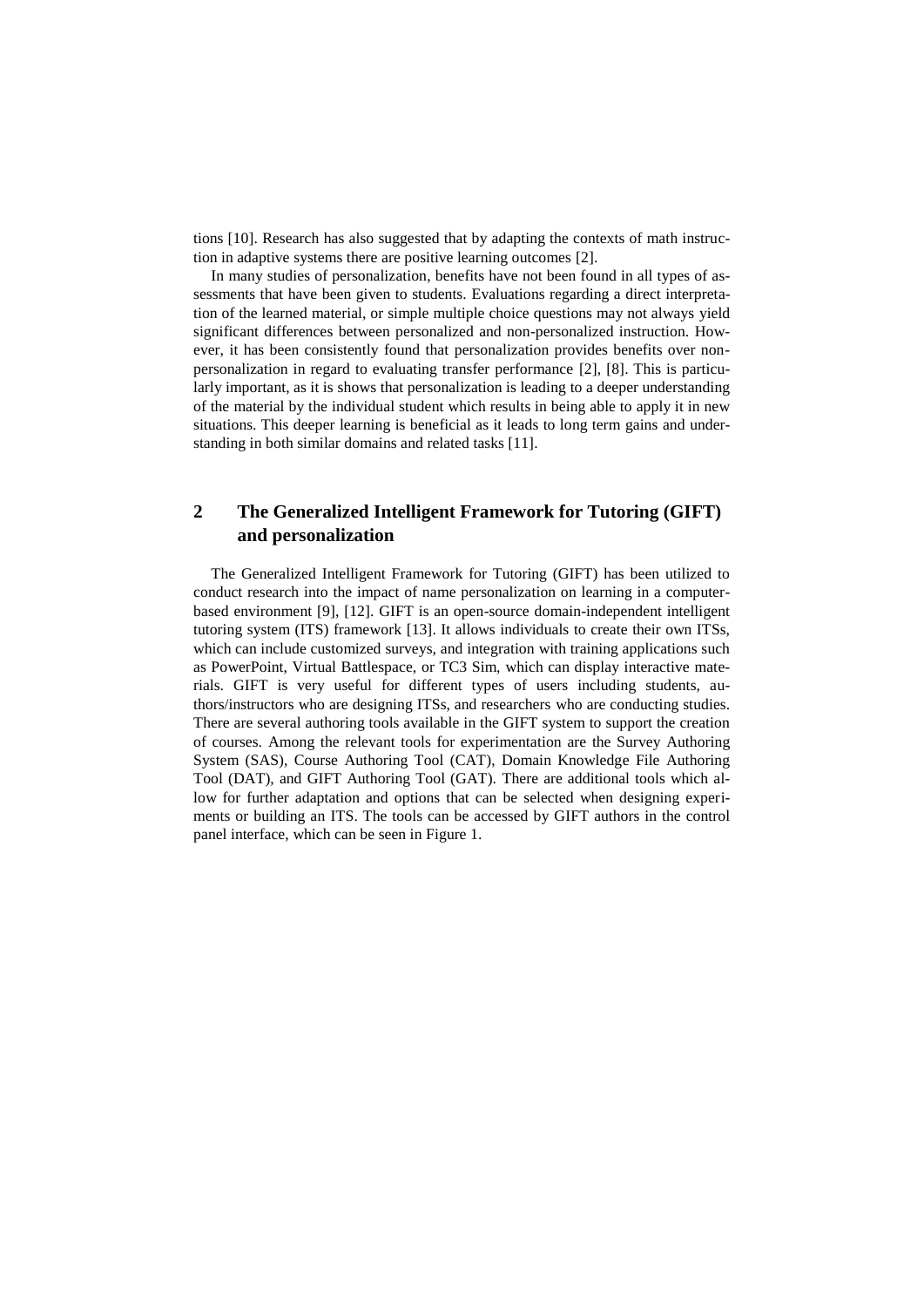tions [10]. Research has also suggested that by adapting the contexts of math instruction in adaptive systems there are positive learning outcomes [2].

In many studies of personalization, benefits have not been found in all types of assessments that have been given to students. Evaluations regarding a direct interpretation of the learned material, or simple multiple choice questions may not always yield significant differences between personalized and non-personalized instruction. However, it has been consistently found that personalization provides benefits over non-personalization in regard to evaluating transfer performance [2], [8]. This is particularly important, as it is shows that personalization is leading to a deeper understanding of the material by the individual student which results in being able to apply it in new situations. This deeper learning is beneficial as it leads to long term gains and understanding in both similar domains and related tasks [11].

## 2 The Generalized Intelligent Framework for Tutoring (GIFT) and personalization

The Generalized Intelligent Framework for Tutoring (GIFT) has been utilized to conduct research into the impact of name personalization on learning in a computer-based environment [9], [12]. GIFT is an open-source domain-independent intelligent tutoring system (ITS) framework [13]. It allows individuals to create their own ITSs, which can include customized surveys, and integration with training applications such as PowerPoint, Virtual Battlespace, or TC3 Sim, which can display interactive materials. GIFT is very useful for different types of users including students, authors/instructors who are designing ITSs, and researchers who are conducting studies. There are several authoring tools available in the GIFT system to support the creation of courses. Among the relevant tools for experimentation are the Survey Authoring System (SAS), Course Authoring Tool (CAT), Domain Knowledge File Authoring Tool (DAT), and GIFT Authoring Tool (GAT). There are additional tools which allow for further adaptation and options that can be selected when designing experiments or building an ITS. The tools can be accessed by GIFT authors in the control panel interface, which can be seen in Figure 1.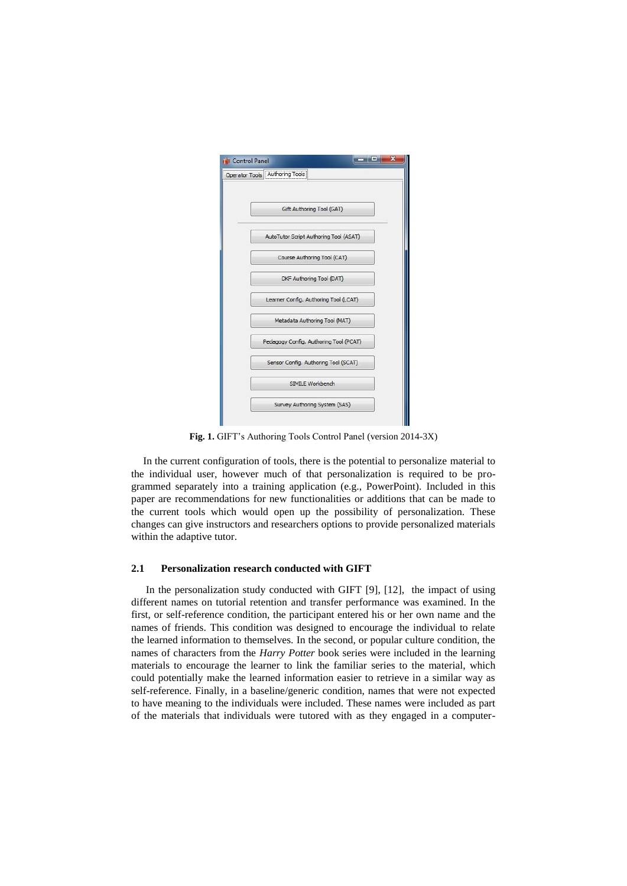**Fig. 1.** GIFT's Authoring Tools Control Panel (version 2014-3X)

In the current configuration of tools, there is the potential to personalize material to the individual user, however much of that personalization is required to be programmed separately into a training application (e.g., PowerPoint). Included in this paper are recommendations for new functionalities or additions that can be made to the current tools which would open up the possibility of personalization. These changes can give instructors and researchers options to provide personalized materials within the adaptive tutor.

### 2.1 Personalization research conducted with GIFT

In the personalization study conducted with GIFT [9], [12], the impact of using different names on tutorial retention and transfer performance was examined. In the first, or self-reference condition, the participant entered his or her own name and the names of friends. This condition was designed to encourage the individual to relate the learned information to themselves. In the second, or popular culture condition, the names of characters from the *Harry Potter* book series were included in the learning materials to encourage the learner to link the familiar series to the material, which could potentially make the learned information easier to retrieve in a similar way as self-reference. Finally, in a baseline/generic condition, names that were not expected to have meaning to the individuals were included. These names were included as part of the materials that individuals were tutored with as they engaged in a computer-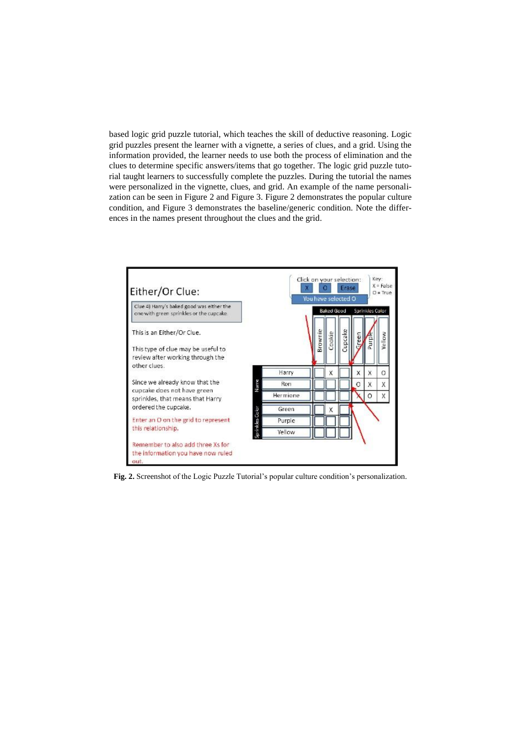based logic grid puzzle tutorial, which teaches the skill of deductive reasoning. Logic grid puzzles present the learner with a vignette, a series of clues, and a grid. Using the information provided, the learner needs to use both the process of elimination and the clues to determine specific answers/items that go together. The logic grid puzzle tutorial taught learners to successfully complete the puzzles. During the tutorial the names were personalized in the vignette, clues, and grid. An example of the name personalization can be seen in Figure 2 and Figure 3. Figure 2 demonstrates the popular culture condition, and Figure 3 demonstrates the baseline/generic condition. Note the differences in the names present throughout the clues and the grid.

**Fig. 2.** Screenshot of the Logic Puzzle Tutorial's popular culture condition's personalization.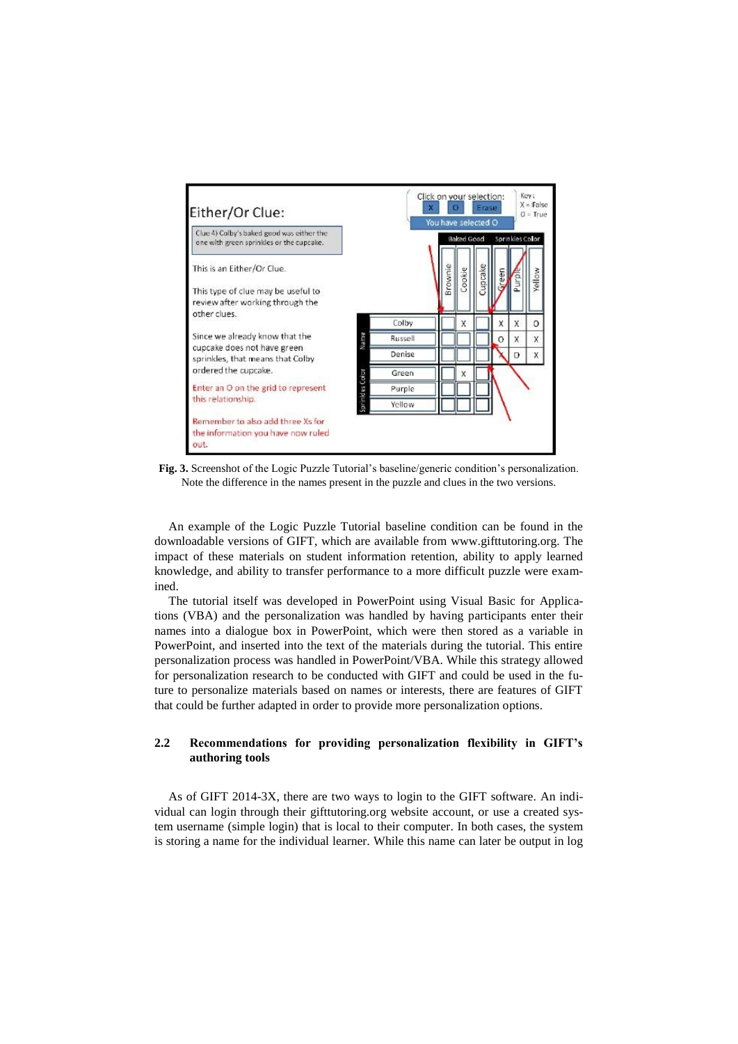Fig. 3. Screenshot of the Logic Puzzle Tutorial's baseline/generic condition's personalization. Note the difference in the names present in the puzzle and clues in the two versions.

An example of the Logic Puzzle Tutorial baseline condition can be found in the downloadable versions of GIFT, which are available from www.gifttutoring.org. The impact of these materials on student information retention, ability to apply learned knowledge, and ability to transfer performance to a more difficult puzzle were examined.

The tutorial itself was developed in PowerPoint using Visual Basic for Applications (VBA) and the personalization was handled by having participants enter their names into a dialogue box in PowerPoint, which were then stored as a variable in PowerPoint, and inserted into the text of the materials during the tutorial. This entire personalization process was handled in PowerPoint/VBA. While this strategy allowed for personalization research to be conducted with GIFT and could be used in the future to personalize materials based on names or interests, there are features of GIFT that could be further adapted in order to provide more personalization options.

### 2.2 Recommendations for providing personalization flexibility in GIFT's authoring tools

As of GIFT 2014-3X, there are two ways to login to the GIFT software. An individual can login through their gifttutoring.org website account, or use a created system username (simple login) that is local to their computer. In both cases, the system is storing a name for the individual learner. While this name can later be output in log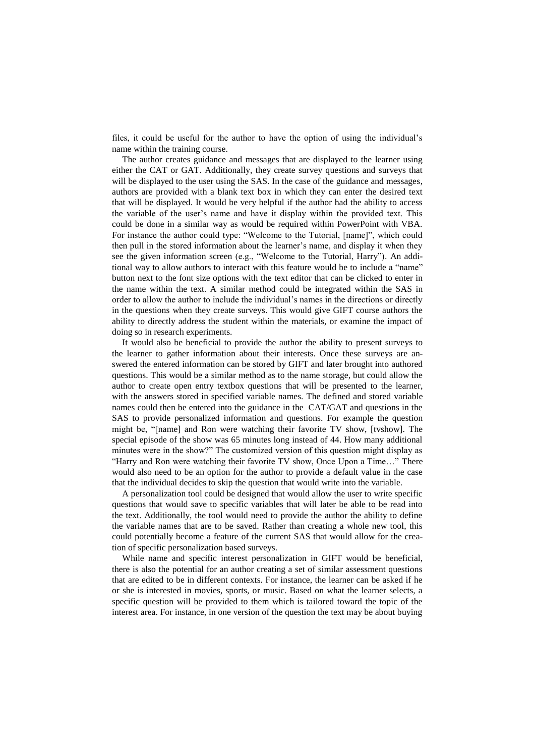files, it could be useful for the author to have the option of using the individual's name within the training course.

The author creates guidance and messages that are displayed to the learner using either the CAT or GAT. Additionally, they create survey questions and surveys that will be displayed to the user using the SAS. In the case of the guidance and messages, authors are provided with a blank text box in which they can enter the desired text that will be displayed. It would be very helpful if the author had the ability to access the variable of the user's name and have it display within the provided text. This could be done in a similar way as would be required within PowerPoint with VBA. For instance the author could type: "Welcome to the Tutorial, [name]", which could then pull in the stored information about the learner's name, and display it when they see the given information screen (e.g., "Welcome to the Tutorial, Harry"). An additional way to allow authors to interact with this feature would be to include a "name" button next to the font size options with the text editor that can be clicked to enter in the name within the text. A similar method could be integrated within the SAS in order to allow the author to include the individual's names in the directions or directly in the questions when they create surveys. This would give GIFT course authors the ability to directly address the student within the materials, or examine the impact of doing so in research experiments.

It would also be beneficial to provide the author the ability to present surveys to the learner to gather information about their interests. Once these surveys are answered the entered information can be stored by GIFT and later brought into authored questions. This would be a similar method as to the name storage, but could allow the author to create open entry textbox questions that will be presented to the learner, with the answers stored in specified variable names. The defined and stored variable names could then be entered into the guidance in the CAT/GAT and questions in the SAS to provide personalized information and questions. For example the question might be, "[name] and Ron were watching their favorite TV show, [tvshow]. The special episode of the show was 65 minutes long instead of 44. How many additional minutes were in the show?" The customized version of this question might display as "Harry and Ron were watching their favorite TV show, Once Upon a Time…" There would also need to be an option for the author to provide a default value in the case that the individual decides to skip the question that would write into the variable.

A personalization tool could be designed that would allow the user to write specific questions that would save to specific variables that will later be able to be read into the text. Additionally, the tool would need to provide the author the ability to define the variable names that are to be saved. Rather than creating a whole new tool, this could potentially become a feature of the current SAS that would allow for the creation of specific personalization based surveys.

While name and specific interest personalization in GIFT would be beneficial, there is also the potential for an author creating a set of similar assessment questions that are edited to be in different contexts. For instance, the learner can be asked if he or she is interested in movies, sports, or music. Based on what the learner selects, a specific question will be provided to them which is tailored toward the topic of the interest area. For instance, in one version of the question the text may be about buying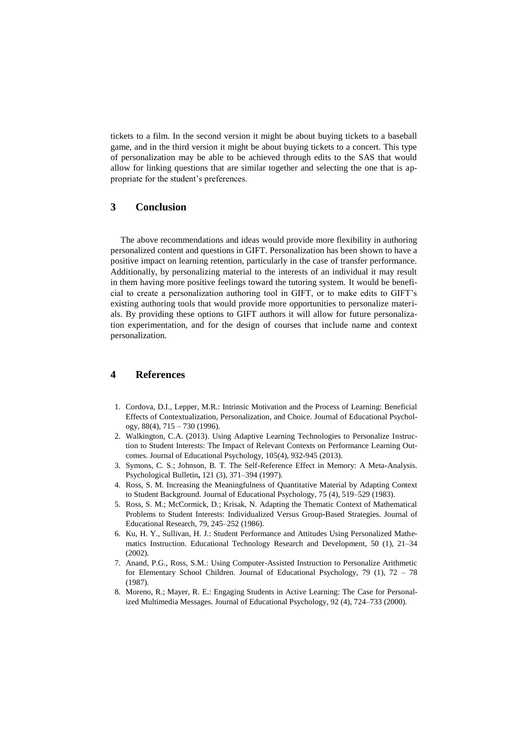tickets to a film. In the second version it might be about buying tickets to a baseball game, and in the third version it might be about buying tickets to a concert. This type of personalization may be able to be achieved through edits to the SAS that would allow for linking questions that are similar together and selecting the one that is appropriate for the student's preferences.

## 3 Conclusion

The above recommendations and ideas would provide more flexibility in authoring personalized content and questions in GIFT. Personalization has been shown to have a positive impact on learning retention, particularly in the case of transfer performance. Additionally, by personalizing material to the interests of an individual it may result in them having more positive feelings toward the tutoring system. It would be beneficial to create a personalization authoring tool in GIFT, or to make edits to GIFT's existing authoring tools that would provide more opportunities to personalize materials. By providing these options to GIFT authors it will allow for future personalization experimentation, and for the design of courses that include name and context personalization.

## 4 References

1. Cordova, D.I., Lepper, M.R.: Intrinsic Motivation and the Process of Learning: Beneficial Effects of Contextualization, Personalization, and Choice. Journal of Educational Psychology, 88(4), 715 – 730 (1996).
2. Walkington, C.A. (2013). Using Adaptive Learning Technologies to Personalize Instruction to Student Interests: The Impact of Relevant Contexts on Performance Learning Outcomes. Journal of Educational Psychology, 105(4), 932-945 (2013).
3. Symons, C. S.; Johnson, B. T. The Self-Reference Effect in Memory: A Meta-Analysis. Psychological Bulletin**,** 121 (3), 371–394 (1997).
4. Ross, S. M. Increasing the Meaningfulness of Quantitative Material by Adapting Context to Student Background. Journal of Educational Psychology, 75 (4), 519–529 (1983).
5. Ross, S. M.; McCormick, D.; Krisak, N. Adapting the Thematic Context of Mathematical Problems to Student Interests: Individualized Versus Group-Based Strategies. Journal of Educational Research, 79, 245–252 (1986).
6. Ku, H. Y., Sullivan, H. J.: Student Performance and Attitudes Using Personalized Mathematics Instruction. Educational Technology Research and Development, 50 (1), 21–34 (2002).
7. Anand, P.G., Ross, S.M.: Using Computer-Assisted Instruction to Personalize Arithmetic for Elementary School Children. Journal of Educational Psychology, 79 (1), 72 – 78 (1987).
8. Moreno, R.; Mayer, R. E.: Engaging Students in Active Learning: The Case for Personalized Multimedia Messages. Journal of Educational Psychology, 92 (4), 724–733 (2000).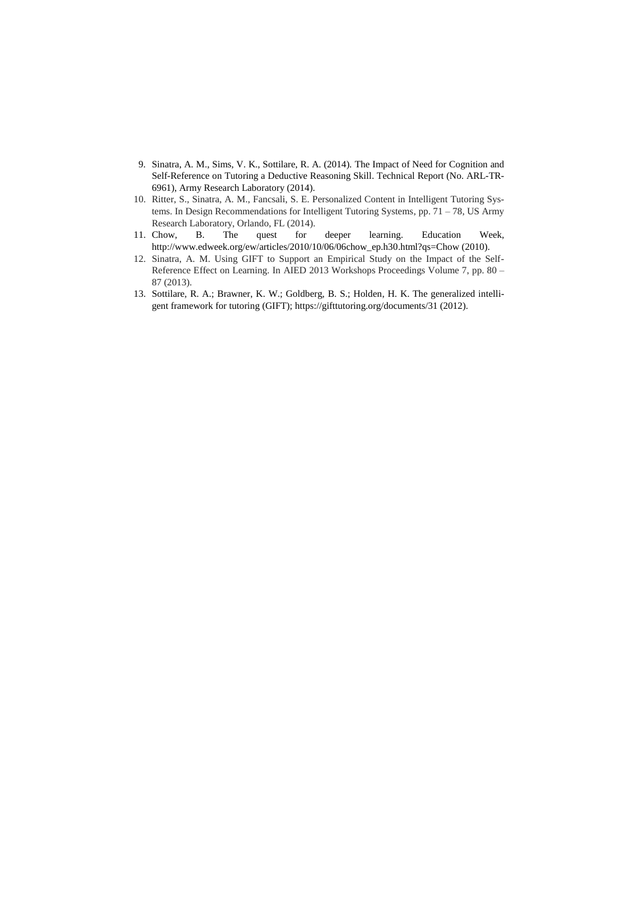9. Sinatra, A. M., Sims, V. K., Sottilare, R. A. (2014). The Impact of Need for Cognition and Self-Reference on Tutoring a Deductive Reasoning Skill. Technical Report (No. ARL-TR-6961), Army Research Laboratory (2014).
10. Ritter, S., Sinatra, A. M., Fancsali, S. E. Personalized Content in Intelligent Tutoring Systems. In Design Recommendations for Intelligent Tutoring Systems, pp. 71 – 78, US Army Research Laboratory, Orlando, FL (2014).
11. Chow, B. The quest for deeper learning. Education Week, http://www.edweek.org/ew/articles/2010/10/06/06chow_ep.h30.html?qs=Chow (2010).
12. Sinatra, A. M. Using GIFT to Support an Empirical Study on the Impact of the Self-Reference Effect on Learning. In AIED 2013 Workshops Proceedings Volume 7, pp. 80 – 87 (2013).
13. Sottilare, R. A.; Brawner, K. W.; Goldberg, B. S.; Holden, H. K. The generalized intelligent framework for tutoring (GIFT); https://gifttutoring.org/documents/31 (2012).